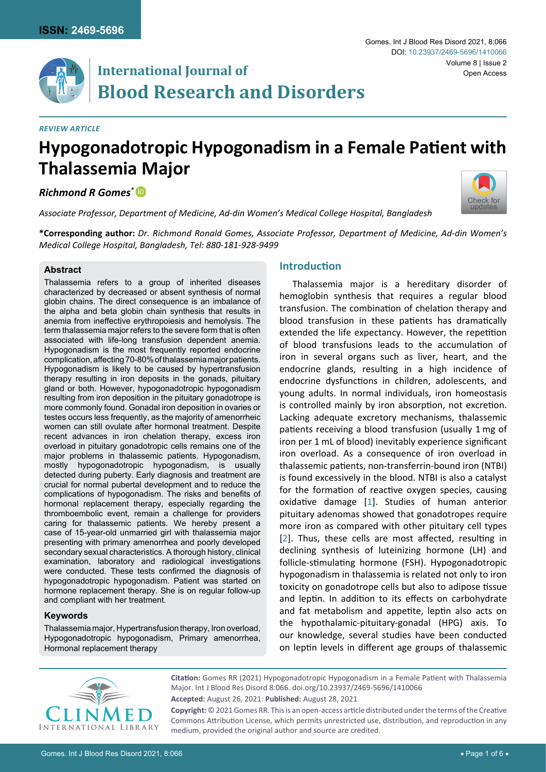*REVIEW ARTICLE*

# Hypogonadotropic Hypogonadism in a Female Patient with Thalassemia Major

***Richmond R Gomes****

*Associate Professor, Department of Medicine, Ad-din Women's Medical College Hospital, Bangladesh*

**\*Corresponding author:** *Dr. Richmond Ronald Gomes, Associate Professor, Department of Medicine, Ad-din Women's Medical College Hospital, Bangladesh, Tel: 880-181-928-9499*

## Abstract

Thalassemia refers to a group of inherited diseases characterized by decreased or absent synthesis of normal globin chains. The direct consequence is an imbalance of the alpha and beta globin chain synthesis that results in anemia from ineffective erythropoiesis and hemolysis. The term thalassemia major refers to the severe form that is often associated with life-long transfusion dependent anemia. Hypogonadism is the most frequently reported endocrine complication, affecting 70-80% of thalassemia major patients. Hypogonadism is likely to be caused by hypertransfusion therapy resulting in iron deposits in the gonads, pituitary gland or both. However, hypogonadotropic hypogonadism resulting from iron deposition in the pituitary gonadotrope is more commonly found. Gonadal iron deposition in ovaries or testes occurs less frequently, as the majority of amenorrheic women can still ovulate after hormonal treatment. Despite recent advances in iron chelation therapy, excess iron overload in pituitary gonadotropic cells remains one of the major problems in thalassemic patients. Hypogonadism, mostly hypogonadotropic hypogonadism, is usually detected during puberty. Early diagnosis and treatment are crucial for normal pubertal development and to reduce the complications of hypogonadism. The risks and benefits of hormonal replacement therapy, especially regarding the thromboembolic event, remain a challenge for providers caring for thalassemic patients. We hereby present a case of 15-year-old unmarried girl with thalassemia major presenting with primary amenorrhea and poorly developed secondary sexual characteristics. A thorough history, clinical examination, laboratory and radiological investigations were conducted. These tests confirmed the diagnosis of hypogonadotropic hypogonadism. Patient was started on hormone replacement therapy. She is on regular follow-up and compliant with her treatment.

### Keywords

Thalassemia major, Hypertransfusion therapy, Iron overload, Hypogonadotropic hypogonadism, Primary amenorrhea, Hormonal replacement therapy

## Introduction

Thalassemia major is a hereditary disorder of hemoglobin synthesis that requires a regular blood transfusion. The combination of chelation therapy and blood transfusion in these patients has dramatically extended the life expectancy. However, the repetition of blood transfusions leads to the accumulation of iron in several organs such as liver, heart, and the endocrine glands, resulting in a high incidence of endocrine dysfunctions in children, adolescents, and young adults. In normal individuals, iron homeostasis is controlled mainly by iron absorption, not excretion. Lacking adequate excretory mechanisms, thalassemic patients receiving a blood transfusion (usually 1 mg of iron per 1 mL of blood) inevitably experience significant iron overload. As a consequence of iron overload in thalassemic patients, non-transferrin-bound iron (NTBI) is found excessively in the blood. NTBI is also a catalyst for the formation of reactive oxygen species, causing oxidative damage [1]. Studies of human anterior pituitary adenomas showed that gonadotropes require more iron as compared with other pituitary cell types [2]. Thus, these cells are most affected, resulting in declining synthesis of luteinizing hormone (LH) and follicle-stimulating hormone (FSH). Hypogonadotropic hypogonadism in thalassemia is related not only to iron toxicity on gonadotrope cells but also to adipose tissue and leptin. In addition to its effects on carbohydrate and fat metabolism and appetite, leptin also acts on the hypothalamic-pituitary-gonadal (HPG) axis. To our knowledge, several studies have been conducted on leptin levels in different age groups of thalassemic

**Citation:** Gomes RR (2021) Hypogonadotropic Hypogonadism in a Female Patient with Thalassemia Major. Int J Blood Res Disord 8:066. doi.org/10.23937/2469-5696/1410066

**Accepted:** August 26, 2021: **Published:** August 28, 2021

**Copyright:** © 2021 Gomes RR. This is an open-access article distributed under the terms of the Creative Commons Attribution License, which permits unrestricted use, distribution, and reproduction in any medium, provided the original author and source are credited.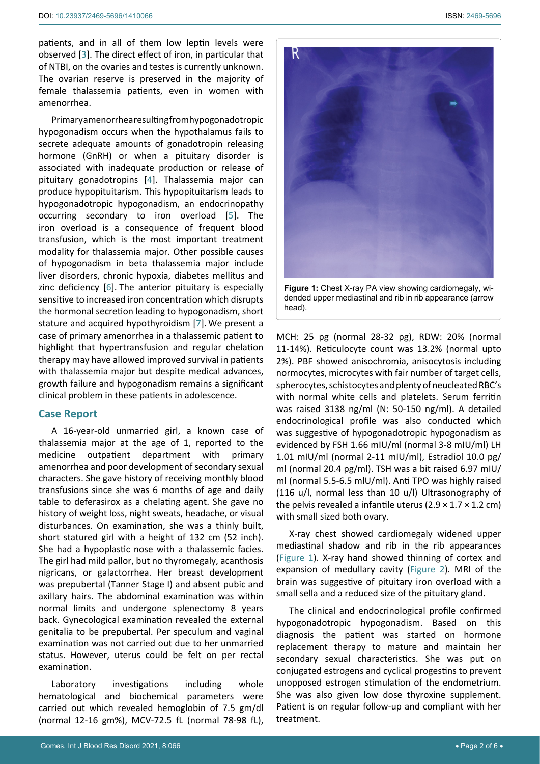patients, and in all of them low leptin levels were observed [3]. The direct effect of iron, in particular that of NTBI, on the ovaries and testes is currently unknown. The ovarian reserve is preserved in the majority of female thalassemia patients, even in women with amenorrhea.

Primary amenorrhea resulting from hypogonadotropic hypogonadism occurs when the hypothalamus fails to secrete adequate amounts of gonadotropin releasing hormone (GnRH) or when a pituitary disorder is associated with inadequate production or release of pituitary gonadotropins [4]. Thalassemia major can produce hypopituitarism. This hypopituitarism leads to hypogonadotropic hypogonadism, an endocrinopathy occurring secondary to iron overload [5]. The iron overload is a consequence of frequent blood transfusion, which is the most important treatment modality for thalassemia major. Other possible causes of hypogonadism in beta thalassemia major include liver disorders, chronic hypoxia, diabetes mellitus and zinc deficiency [6]. The anterior pituitary is especially sensitive to increased iron concentration which disrupts the hormonal secretion leading to hypogonadism, short stature and acquired hypothyroidism [7]. We present a case of primary amenorrhea in a thalassemic patient to highlight that hypertransfusion and regular chelation therapy may have allowed improved survival in patients with thalassemia major but despite medical advances, growth failure and hypogonadism remains a significant clinical problem in these patients in adolescence.

## Case Report

A 16-year-old unmarried girl, a known case of thalassemia major at the age of 1, reported to the medicine outpatient department with primary amenorrhea and poor development of secondary sexual characters. She gave history of receiving monthly blood transfusions since she was 6 months of age and daily table to deferasirox as a chelating agent. She gave no history of weight loss, night sweats, headache, or visual disturbances. On examination, she was a thinly built, short statured girl with a height of 132 cm (52 inch). She had a hypoplastic nose with a thalassemic facies. The girl had mild pallor, but no thyromegaly, acanthosis nigricans, or galactorrhea. Her breast development was prepubertal (Tanner Stage I) and absent pubic and axillary hairs. The abdominal examination was within normal limits and undergone splenectomy 8 years back. Gynecological examination revealed the external genitalia to be prepubertal. Per speculum and vaginal examination was not carried out due to her unmarried status. However, uterus could be felt on per rectal examination.

Laboratory investigations including whole hematological and biochemical parameters were carried out which revealed hemoglobin of 7.5 gm/dl (normal 12-16 gm%), MCV-72.5 fL (normal 78-98 fL), MCH: 25 pg (normal 28-32 pg), RDW: 20% (normal 11-14%). Reticulocyte count was 13.2% (normal upto 2%). PBF showed anisochromia, anisocytosis including normocytes, microcytes with fair number of target cells, spherocytes, schistocytes and plenty of neucleated RBC's with normal white cells and platelets. Serum ferritin was raised 3138 ng/ml (N: 50-150 ng/ml). A detailed endocrinological profile was also conducted which was suggestive of hypogonadotropic hypogonadism as evidenced by FSH 1.66 mIU/ml (normal 3-8 mIU/ml) LH 1.01 mIU/ml (normal 2-11 mIU/ml), Estradiol 10.0 pg/ml (normal 20.4 pg/ml). TSH was a bit raised 6.97 mIU/ml (normal 5.5-6.5 mIU/ml). Anti TPO was highly raised (116 u/l, normal less than 10 u/l) Ultrasonography of the pelvis revealed a infantile uterus (2.9 × 1.7 × 1.2 cm) with small sized both ovary.

Figure 1: Chest X-ray PA view showing cardiomegaly, widended upper mediastinal and rib in rib appearance (arrow head).

X-ray chest showed cardiomegaly widened upper mediastinal shadow and rib in the rib appearances (Figure 1). X-ray hand showed thinning of cortex and expansion of medullary cavity (Figure 2). MRI of the brain was suggestive of pituitary iron overload with a small sella and a reduced size of the pituitary gland.

The clinical and endocrinological profile confirmed hypogonadotropic hypogonadism. Based on this diagnosis the patient was started on hormone replacement therapy to mature and maintain her secondary sexual characteristics. She was put on conjugated estrogens and cyclical progestins to prevent unopposed estrogen stimulation of the endometrium. She was also given low dose thyroxine supplement. Patient is on regular follow-up and compliant with her treatment.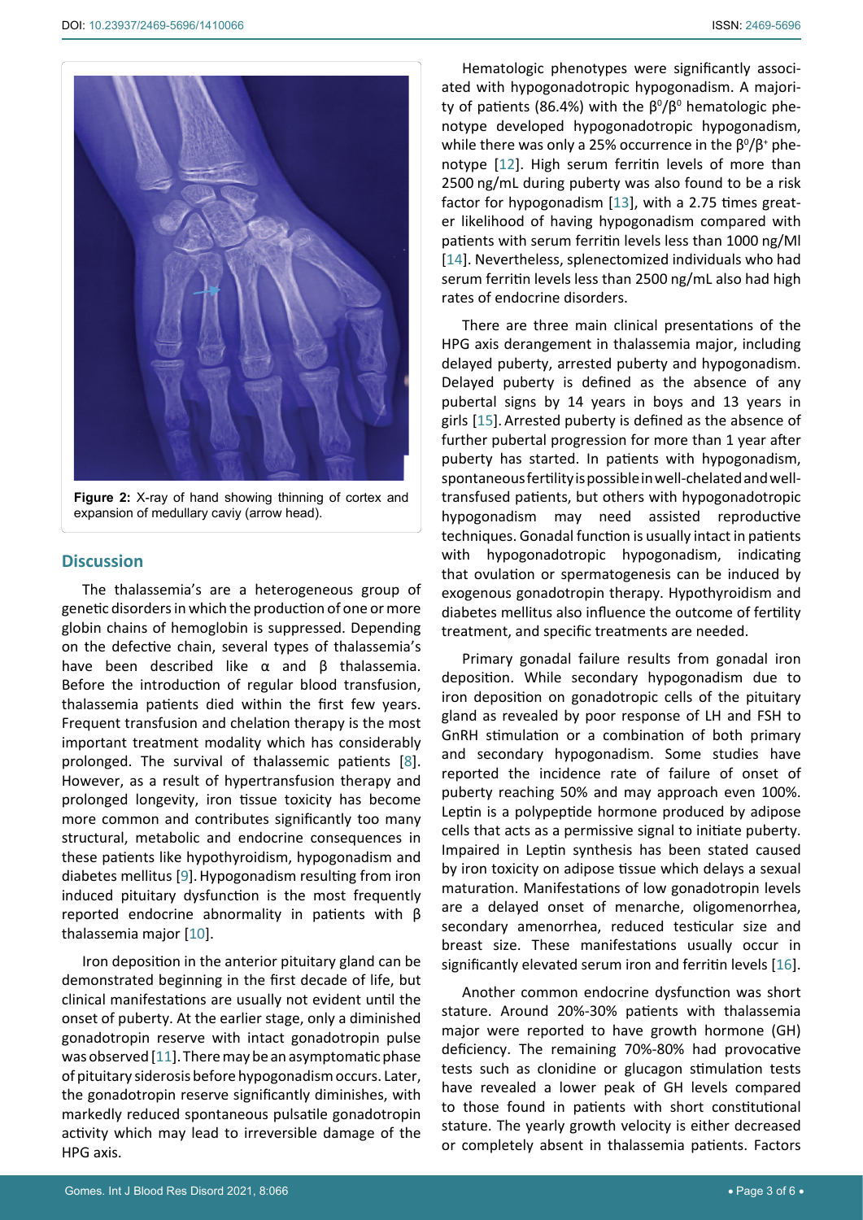Figure 2: X-ray of hand showing thinning of cortex and expansion of medullary caviy (arrow head).

## Discussion

The thalassemia's are a heterogeneous group of genetic disorders in which the production of one or more globin chains of hemoglobin is suppressed. Depending on the defective chain, several types of thalassemia's have been described like α and β thalassemia. Before the introduction of regular blood transfusion, thalassemia patients died within the first few years. Frequent transfusion and chelation therapy is the most important treatment modality which has considerably prolonged. The survival of thalassemic patients [8]. However, as a result of hypertransfusion therapy and prolonged longevity, iron tissue toxicity has become more common and contributes significantly too many structural, metabolic and endocrine consequences in these patients like hypothyroidism, hypogonadism and diabetes mellitus [9]. Hypogonadism resulting from iron induced pituitary dysfunction is the most frequently reported endocrine abnormality in patients with β thalassemia major [10].

Iron deposition in the anterior pituitary gland can be demonstrated beginning in the first decade of life, but clinical manifestations are usually not evident until the onset of puberty. At the earlier stage, only a diminished gonadotropin reserve with intact gonadotropin pulse was observed [11]. There may be an asymptomatic phase of pituitary siderosis before hypogonadism occurs. Later, the gonadotropin reserve significantly diminishes, with markedly reduced spontaneous pulsatile gonadotropin activity which may lead to irreversible damage of the HPG axis.

Hematologic phenotypes were significantly associated with hypogonadotropic hypogonadism. A majority of patients (86.4%) with the $\beta^0/\beta^0$ hematologic phenotype developed hypogonadotropic hypogonadism, while there was only a 25% occurrence in the $\beta^0/\beta^+$ phenotype [12]. High serum ferritin levels of more than 2500 ng/mL during puberty was also found to be a risk factor for hypogonadism [13], with a 2.75 times greater likelihood of having hypogonadism compared with patients with serum ferritin levels less than 1000 ng/Ml [14]. Nevertheless, splenectomized individuals who had serum ferritin levels less than 2500 ng/mL also had high rates of endocrine disorders.

There are three main clinical presentations of the HPG axis derangement in thalassemia major, including delayed puberty, arrested puberty and hypogonadism. Delayed puberty is defined as the absence of any pubertal signs by 14 years in boys and 13 years in girls [15]. Arrested puberty is defined as the absence of further pubertal progression for more than 1 year after puberty has started. In patients with hypogonadism, spontaneous fertility is possible in well-chelated and well-transfused patients, but others with hypogonadotropic hypogonadism may need assisted reproductive techniques. Gonadal function is usually intact in patients with hypogonadotropic hypogonadism, indicating that ovulation or spermatogenesis can be induced by exogenous gonadotropin therapy. Hypothyroidism and diabetes mellitus also influence the outcome of fertility treatment, and specific treatments are needed.

Primary gonadal failure results from gonadal iron deposition. While secondary hypogonadism due to iron deposition on gonadotropic cells of the pituitary gland as revealed by poor response of LH and FSH to GnRH stimulation or a combination of both primary and secondary hypogonadism. Some studies have reported the incidence rate of failure of onset of puberty reaching 50% and may approach even 100%. Leptin is a polypeptide hormone produced by adipose cells that acts as a permissive signal to initiate puberty. Impaired in Leptin synthesis has been stated caused by iron toxicity on adipose tissue which delays a sexual maturation. Manifestations of low gonadotropin levels are a delayed onset of menarche, oligomenorrhea, secondary amenorrhea, reduced testicular size and breast size. These manifestations usually occur in significantly elevated serum iron and ferritin levels [16].

Another common endocrine dysfunction was short stature. Around 20%-30% patients with thalassemia major were reported to have growth hormone (GH) deficiency. The remaining 70%-80% had provocative tests such as clonidine or glucagon stimulation tests have revealed a lower peak of GH levels compared to those found in patients with short constitutional stature. The yearly growth velocity is either decreased or completely absent in thalassemia patients. Factors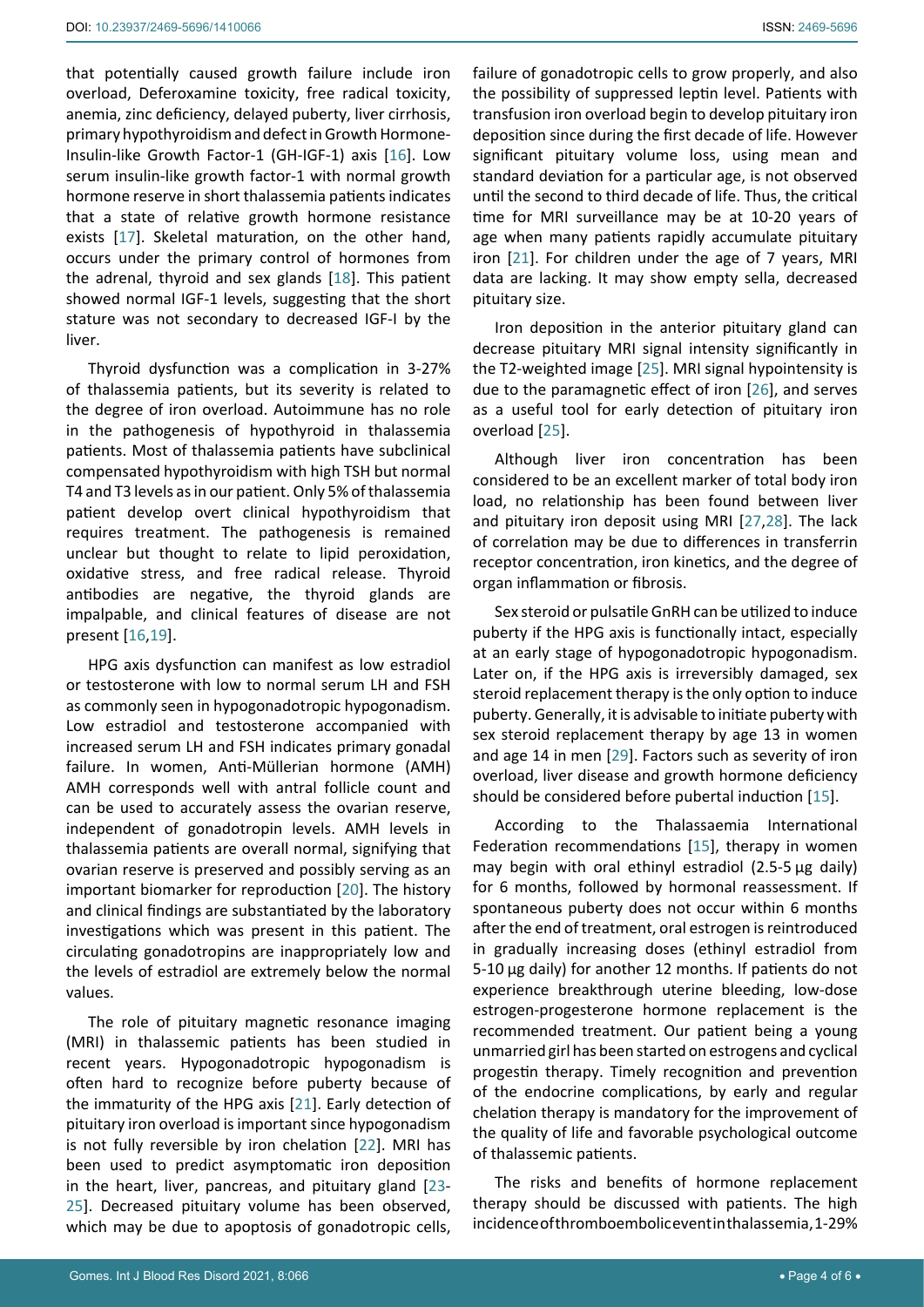that potentially caused growth failure include iron overload, Deferoxamine toxicity, free radical toxicity, anemia, zinc deficiency, delayed puberty, liver cirrhosis, primary hypothyroidism and defect in Growth Hormone-Insulin-like Growth Factor-1 (GH-IGF-1) axis [16]. Low serum insulin-like growth factor-1 with normal growth hormone reserve in short thalassemia patients indicates that a state of relative growth hormone resistance exists [17]. Skeletal maturation, on the other hand, occurs under the primary control of hormones from the adrenal, thyroid and sex glands [18]. This patient showed normal IGF-1 levels, suggesting that the short stature was not secondary to decreased IGF-I by the liver.

Thyroid dysfunction was a complication in 3-27% of thalassemia patients, but its severity is related to the degree of iron overload. Autoimmune has no role in the pathogenesis of hypothyroid in thalassemia patients. Most of thalassemia patients have subclinical compensated hypothyroidism with high TSH but normal T4 and T3 levels as in our patient. Only 5% of thalassemia patient develop overt clinical hypothyroidism that requires treatment. The pathogenesis is remained unclear but thought to relate to lipid peroxidation, oxidative stress, and free radical release. Thyroid antibodies are negative, the thyroid glands are impalpable, and clinical features of disease are not present [16,19].

HPG axis dysfunction can manifest as low estradiol or testosterone with low to normal serum LH and FSH as commonly seen in hypogonadotropic hypogonadism. Low estradiol and testosterone accompanied with increased serum LH and FSH indicates primary gonadal failure. In women, Anti-Müllerian hormone (AMH) AMH corresponds well with antral follicle count and can be used to accurately assess the ovarian reserve, independent of gonadotropin levels. AMH levels in thalassemia patients are overall normal, signifying that ovarian reserve is preserved and possibly serving as an important biomarker for reproduction [20]. The history and clinical findings are substantiated by the laboratory investigations which was present in this patient. The circulating gonadotropins are inappropriately low and the levels of estradiol are extremely below the normal values.

The role of pituitary magnetic resonance imaging (MRI) in thalassemic patients has been studied in recent years. Hypogonadotropic hypogonadism is often hard to recognize before puberty because of the immaturity of the HPG axis [21]. Early detection of pituitary iron overload is important since hypogonadism is not fully reversible by iron chelation [22]. MRI has been used to predict asymptomatic iron deposition in the heart, liver, pancreas, and pituitary gland [23-25]. Decreased pituitary volume has been observed, which may be due to apoptosis of gonadotropic cells, failure of gonadotropic cells to grow properly, and also the possibility of suppressed leptin level. Patients with transfusion iron overload begin to develop pituitary iron deposition since during the first decade of life. However significant pituitary volume loss, using mean and standard deviation for a particular age, is not observed until the second to third decade of life. Thus, the critical time for MRI surveillance may be at 10-20 years of age when many patients rapidly accumulate pituitary iron [21]. For children under the age of 7 years, MRI data are lacking. It may show empty sella, decreased pituitary size.

Iron deposition in the anterior pituitary gland can decrease pituitary MRI signal intensity significantly in the T2-weighted image [25]. MRI signal hypointensity is due to the paramagnetic effect of iron [26], and serves as a useful tool for early detection of pituitary iron overload [25].

Although liver iron concentration has been considered to be an excellent marker of total body iron load, no relationship has been found between liver and pituitary iron deposit using MRI [27,28]. The lack of correlation may be due to differences in transferrin receptor concentration, iron kinetics, and the degree of organ inflammation or fibrosis.

Sex steroid or pulsatile GnRH can be utilized to induce puberty if the HPG axis is functionally intact, especially at an early stage of hypogonadotropic hypogonadism. Later on, if the HPG axis is irreversibly damaged, sex steroid replacement therapy is the only option to induce puberty. Generally, it is advisable to initiate puberty with sex steroid replacement therapy by age 13 in women and age 14 in men [29]. Factors such as severity of iron overload, liver disease and growth hormone deficiency should be considered before pubertal induction [15].

According to the Thalassaemia International Federation recommendations [15], therapy in women may begin with oral ethinyl estradiol (2.5-5 μg daily) for 6 months, followed by hormonal reassessment. If spontaneous puberty does not occur within 6 months after the end of treatment, oral estrogen is reintroduced in gradually increasing doses (ethinyl estradiol from 5-10 μg daily) for another 12 months. If patients do not experience breakthrough uterine bleeding, low-dose estrogen-progesterone hormone replacement is the recommended treatment. Our patient being a young unmarried girl has been started on estrogens and cyclical progestin therapy. Timely recognition and prevention of the endocrine complications, by early and regular chelation therapy is mandatory for the improvement of the quality of life and favorable psychological outcome of thalassemic patients.

The risks and benefits of hormone replacement therapy should be discussed with patients. The high incidence of thromboembolic event in thalassemia, 1-29%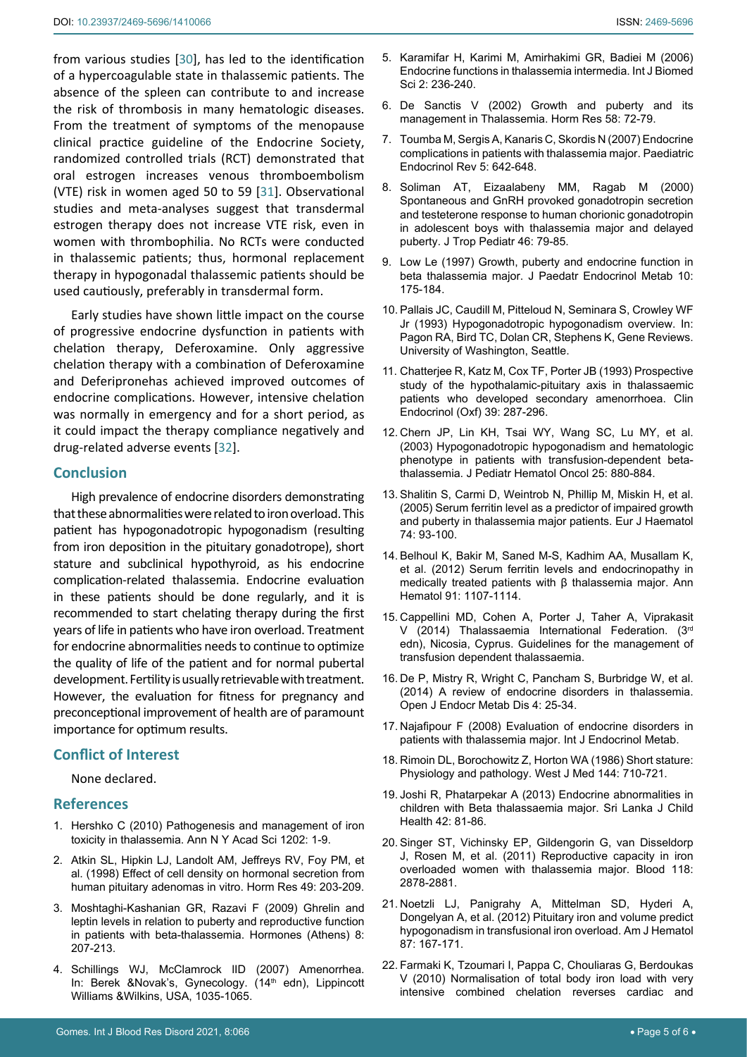from various studies [30], has led to the identification of a hypercoagulable state in thalassemic patients. The absence of the spleen can contribute to and increase the risk of thrombosis in many hematologic diseases. From the treatment of symptoms of the menopause clinical practice guideline of the Endocrine Society, randomized controlled trials (RCT) demonstrated that oral estrogen increases venous thromboembolism (VTE) risk in women aged 50 to 59 [31]. Observational studies and meta-analyses suggest that transdermal estrogen therapy does not increase VTE risk, even in women with thrombophilia. No RCTs were conducted in thalassemic patients; thus, hormonal replacement therapy in hypogonadal thalassemic patients should be used cautiously, preferably in transdermal form.

Early studies have shown little impact on the course of progressive endocrine dysfunction in patients with chelation therapy, Deferoxamine. Only aggressive chelation therapy with a combination of Deferoxamine and Deferipronehas achieved improved outcomes of endocrine complications. However, intensive chelation was normally in emergency and for a short period, as it could impact the therapy compliance negatively and drug-related adverse events [32].

## Conclusion

High prevalence of endocrine disorders demonstrating that these abnormalities were related to iron overload. This patient has hypogonadotropic hypogonadism (resulting from iron deposition in the pituitary gonadotrope), short stature and subclinical hypothyroid, as his endocrine complication-related thalassemia. Endocrine evaluation in these patients should be done regularly, and it is recommended to start chelating therapy during the first years of life in patients who have iron overload. Treatment for endocrine abnormalities needs to continue to optimize the quality of life of the patient and for normal pubertal development. Fertility is usually retrievable with treatment. However, the evaluation for fitness for pregnancy and preconceptional improvement of health are of paramount importance for optimum results.

## Conflict of Interest

None declared.

## References

1. Hershko C (2010) Pathogenesis and management of iron toxicity in thalassemia. Ann N Y Acad Sci 1202: 1-9.
2. Atkin SL, Hipkin LJ, Landolt AM, Jeffreys RV, Foy PM, et al. (1998) Effect of cell density on hormonal secretion from human pituitary adenomas in vitro. Horm Res 49: 203-209.
3. Moshtaghi-Kashanian GR, Razavi F (2009) Ghrelin and leptin levels in relation to puberty and reproductive function in patients with beta-thalassemia. Hormones (Athens) 8: 207-213.
4. Schillings WJ, McClamrock IID (2007) Amenorrhea. In: Berek &Novak's, Gynecology. (14th edn), Lippincott Williams &Wilkins, USA, 1035-1065.
5. Karamifar H, Karimi M, Amirhakimi GR, Badiei M (2006) Endocrine functions in thalassemia intermedia. Int J Biomed Sci 2: 236-240.
6. De Sanctis V (2002) Growth and puberty and its management in Thalassemia. Horm Res 58: 72-79.
7. Toumba M, Sergis A, Kanaris C, Skordis N (2007) Endocrine complications in patients with thalassemia major. Paediatric Endocrinol Rev 5: 642-648.
8. Soliman AT, Eizaalabeny MM, Ragab M (2000) Spontaneous and GnRH provoked gonadotropin secretion and testeterone response to human chorionic gonadotropin in adolescent boys with thalassemia major and delayed puberty. J Trop Pediatr 46: 79-85.
9. Low Le (1997) Growth, puberty and endocrine function in beta thalassemia major. J Paedatr Endocrinol Metab 10: 175-184.
10. Pallais JC, Caudill M, Pitteloud N, Seminara S, Crowley WF Jr (1993) Hypogonadotropic hypogonadism overview. In: Pagon RA, Bird TC, Dolan CR, Stephens K, Gene Reviews. University of Washington, Seattle.
11. Chatterjee R, Katz M, Cox TF, Porter JB (1993) Prospective study of the hypothalamic-pituitary axis in thalassaemic patients who developed secondary amenorrhoea. Clin Endocrinol (Oxf) 39: 287-296.
12. Chern JP, Lin KH, Tsai WY, Wang SC, Lu MY, et al. (2003) Hypogonadotropic hypogonadism and hematologic phenotype in patients with transfusion-dependent beta-thalassemia. J Pediatr Hematol Oncol 25: 880-884.
13. Shalitin S, Carmi D, Weintrob N, Phillip M, Miskin H, et al. (2005) Serum ferritin level as a predictor of impaired growth and puberty in thalassemia major patients. Eur J Haematol 74: 93-100.
14. Belhoul K, Bakir M, Saned M-S, Kadhim AA, Musallam K, et al. (2012) Serum ferritin levels and endocrinopathy in medically treated patients with β thalassemia major. Ann Hematol 91: 1107-1114.
15. Cappellini MD, Cohen A, Porter J, Taher A, Viprakasit V (2014) Thalassaemia International Federation. (3rd edn), Nicosia, Cyprus. Guidelines for the management of transfusion dependent thalassaemia.
16. De P, Mistry R, Wright C, Pancham S, Burbridge W, et al. (2014) A review of endocrine disorders in thalassemia. Open J Endocr Metab Dis 4: 25-34.
17. Najafipour F (2008) Evaluation of endocrine disorders in patients with thalassemia major. Int J Endocrinol Metab.
18. Rimoin DL, Borochowitz Z, Horton WA (1986) Short stature: Physiology and pathology. West J Med 144: 710-721.
19. Joshi R, Phatarpekar A (2013) Endocrine abnormalities in children with Beta thalassaemia major. Sri Lanka J Child Health 42: 81-86.
20. Singer ST, Vichinsky EP, Gildengorin G, van Disseldorp J, Rosen M, et al. (2011) Reproductive capacity in iron overloaded women with thalassemia major. Blood 118: 2878-2881.
21. Noetzli LJ, Panigrahy A, Mittelman SD, Hyderi A, Dongelyan A, et al. (2012) Pituitary iron and volume predict hypogonadism in transfusional iron overload. Am J Hematol 87: 167-171.
22. Farmaki K, Tzoumari I, Pappa C, Chouliaras G, Berdoukas V (2010) Normalisation of total body iron load with very intensive combined chelation reverses cardiac and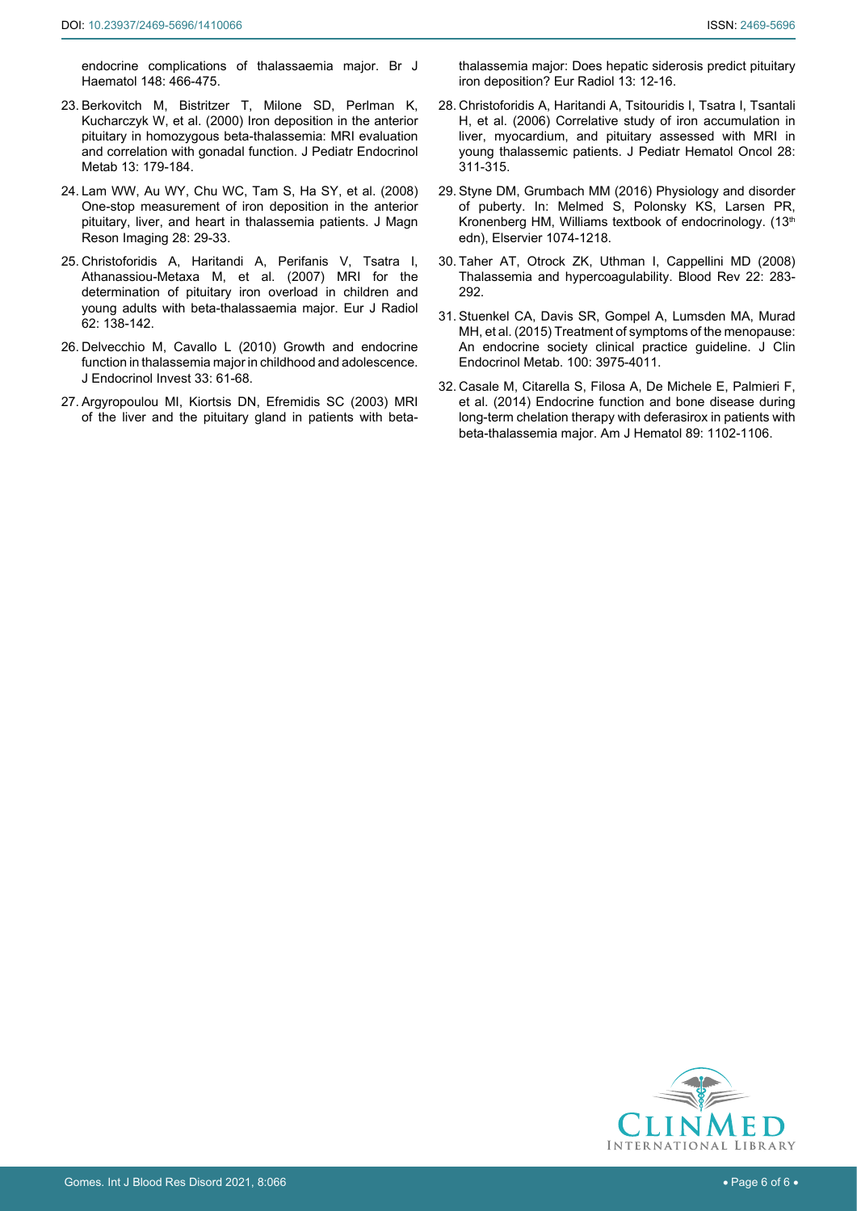endocrine complications of thalassaemia major. Br J Haematol 148: 466-475.

23. Berkovitch M, Bistritzer T, Milone SD, Perlman K, Kucharczyk W, et al. (2000) Iron deposition in the anterior pituitary in homozygous beta-thalassemia: MRI evaluation and correlation with gonadal function. J Pediatr Endocrinol Metab 13: 179-184.
24. Lam WW, Au WY, Chu WC, Tam S, Ha SY, et al. (2008) One-stop measurement of iron deposition in the anterior pituitary, liver, and heart in thalassemia patients. J Magn Reson Imaging 28: 29-33.
25. Christoforidis A, Haritandi A, Perifanis V, Tsatra I, Athanassiou-Metaxa M, et al. (2007) MRI for the determination of pituitary iron overload in children and young adults with beta-thalassaemia major. Eur J Radiol 62: 138-142.
26. Delvecchio M, Cavallo L (2010) Growth and endocrine function in thalassemia major in childhood and adolescence. J Endocrinol Invest 33: 61-68.
27. Argyropoulou MI, Kiortsis DN, Efremidis SC (2003) MRI of the liver and the pituitary gland in patients with beta-thalassemia major: Does hepatic siderosis predict pituitary iron deposition? Eur Radiol 13: 12-16.
28. Christoforidis A, Haritandi A, Tsitouridis I, Tsatra I, Tsantali H, et al. (2006) Correlative study of iron accumulation in liver, myocardium, and pituitary assessed with MRI in young thalassemic patients. J Pediatr Hematol Oncol 28: 311-315.
29. Styne DM, Grumbach MM (2016) Physiology and disorder of puberty. In: Melmed S, Polonsky KS, Larsen PR, Kronenberg HM, Williams textbook of endocrinology. (13th edn), Elservier 1074-1218.
30. Taher AT, Otrock ZK, Uthman I, Cappellini MD (2008) Thalassemia and hypercoagulability. Blood Rev 22: 283-292.
31. Stuenkel CA, Davis SR, Gompel A, Lumsden MA, Murad MH, et al. (2015) Treatment of symptoms of the menopause: An endocrine society clinical practice guideline. J Clin Endocrinol Metab. 100: 3975-4011.
32. Casale M, Citarella S, Filosa A, De Michele E, Palmieri F, et al. (2014) Endocrine function and bone disease during long-term chelation therapy with deferasirox in patients with beta-thalassemia major. Am J Hematol 89: 1102-1106.